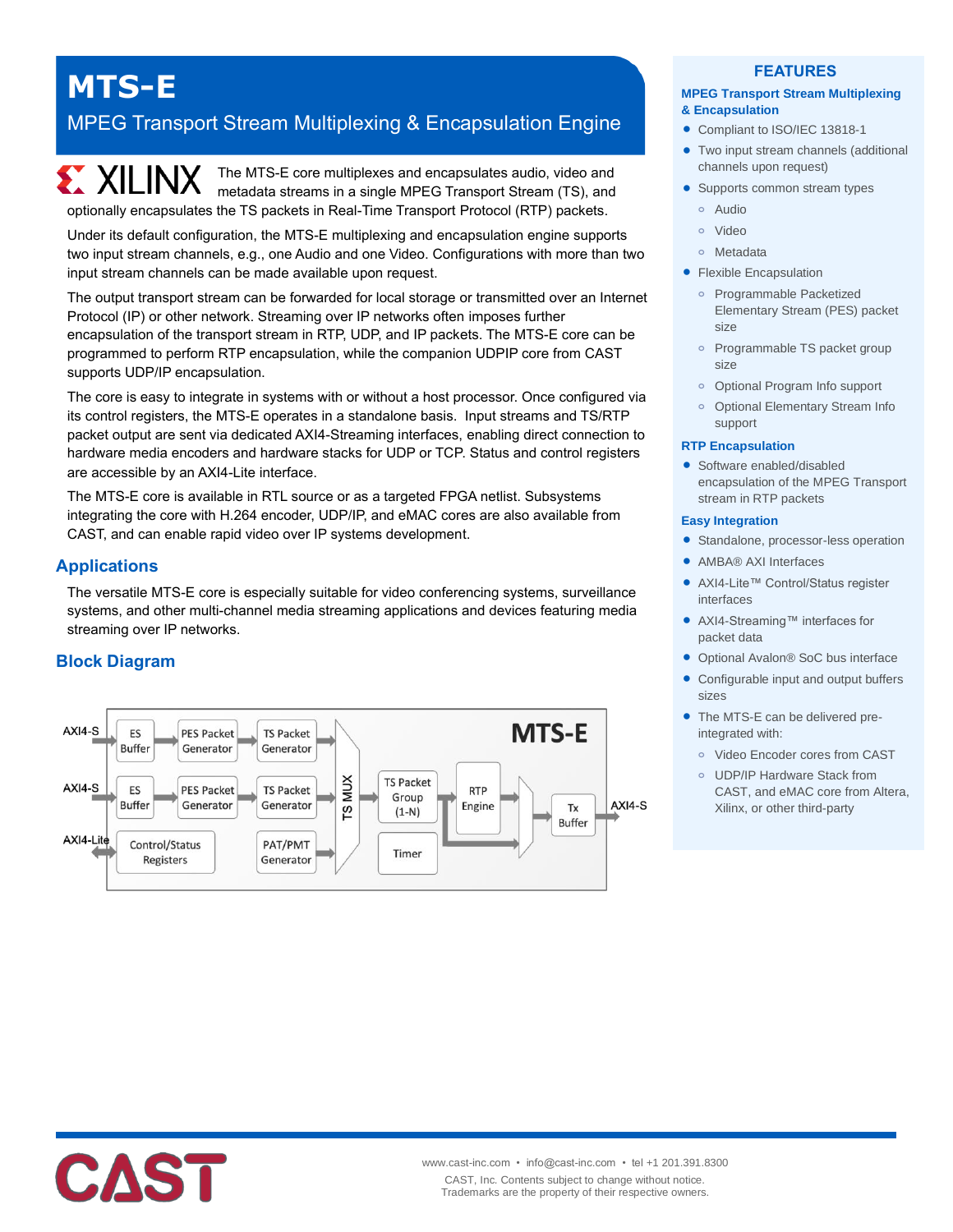# MTS-E

## MPEG Transport Stream Multiplexing & Encapsulation Engine

XILINX

The MTS-E core multiplexes and encapsulates audio, video and metadata streams in a single MPEG Transport Stream (TS), and optionally encapsulates the TS packets in Real-Time Transport Protocol (RTP) packets.

Under its default configuration, the MTS-E multiplexing and encapsulation engine supports two input stream channels, e.g., one Audio and one Video. Configurations with more than two input stream channels can be made available upon request.

The output transport stream can be forwarded for local storage or transmitted over an Internet Protocol (IP) or other network. Streaming over IP networks often imposes further encapsulation of the transport stream in RTP, UDP, and IP packets. The MTS-E core can be programmed to perform RTP encapsulation, while the companion UDPIP core from CAST supports UDP/IP encapsulation.

The core is easy to integrate in systems with or without a host processor. Once configured via its control registers, the MTS-E operates in a standalone basis. Input streams and TS/RTP packet output are sent via dedicated AXI4-Streaming interfaces, enabling direct connection to hardware media encoders and hardware stacks for UDP or TCP. Status and control registers are accessible by an AXI4-Lite interface.

The MTS-E core is available in RTL source or as a targeted FPGA netlist. Subsystems integrating the core with H.264 encoder, UDP/IP, and eMAC cores are also available from CAST, and can enable rapid video over IP systems development.

## Applications

The versatile MTS-E core is especially suitable for video conferencing systems, surveillance systems, and other multi-channel media streaming applications and devices featuring media streaming over IP networks.

## Block Diagram

MTS-E

AXI4-S → ES Buffer → PES Packet Generator → TS Packet Generator → TS MUX

AXI4-S → ES Buffer → PES Packet Generator → TS Packet Generator → TS MUX

AXI4-Lite ↔ Control/Status Registers

PAT/PMT Generator → TS MUX

TS MUX → TS Packet Group (1-N) → RTP Engine → Tx Buffer → AXI4-S

Timer

## FEATURES

### MPEG Transport Stream Multiplexing & Encapsulation

- Compliant to ISO/IEC 13818-1
- Two input stream channels (additional channels upon request)
- Supports common stream types
  - Audio
  - Video
  - Metadata
- Flexible Encapsulation
  - Programmable Packetized Elementary Stream (PES) packet size
  - Programmable TS packet group size
  - Optional Program Info support
  - Optional Elementary Stream Info support

### RTP Encapsulation

- Software enabled/disabled encapsulation of the MPEG Transport stream in RTP packets

### Easy Integration

- Standalone, processor-less operation
- AMBA® AXI Interfaces
- AXI4-Lite™ Control/Status register interfaces
- AXI4-Streaming™ interfaces for packet data
- Optional Avalon® SoC bus interface
- Configurable input and output buffers sizes
- The MTS-E can be delivered pre-integrated with:
  - Video Encoder cores from CAST
  - UDP/IP Hardware Stack from CAST, and eMAC core from Altera, Xilinx, or other third-party

CAST

www.cast-inc.com • info@cast-inc.com • tel +1 201.391.8300

CAST, Inc. Contents subject to change without notice.
Trademarks are the property of their respective owners.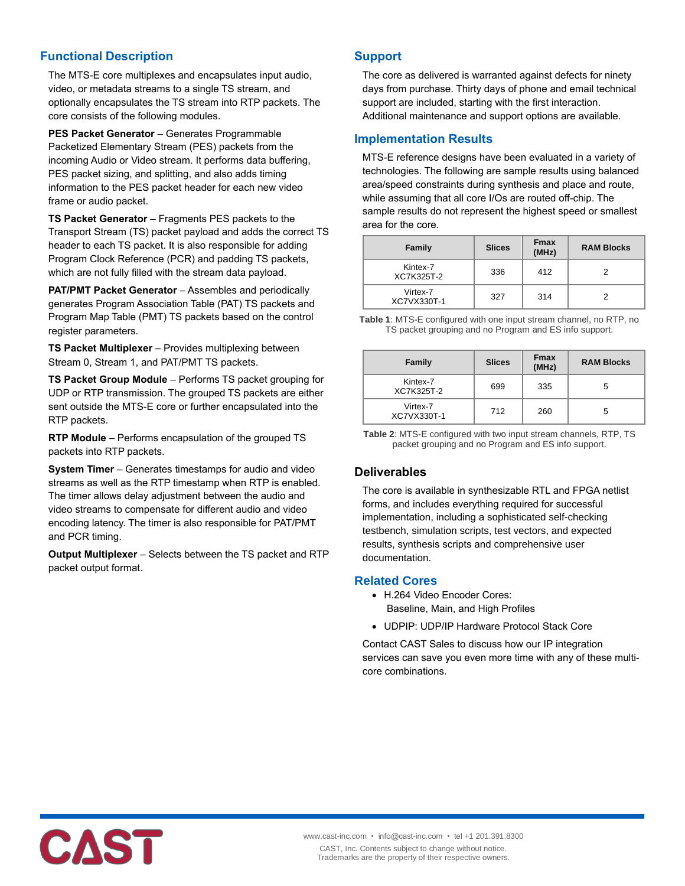## Functional Description

The MTS-E core multiplexes and encapsulates input audio, video, or metadata streams to a single TS stream, and optionally encapsulates the TS stream into RTP packets. The core consists of the following modules.

**PES Packet Generator** – Generates Programmable Packetized Elementary Stream (PES) packets from the incoming Audio or Video stream. It performs data buffering, PES packet sizing, and splitting, and also adds timing information to the PES packet header for each new video frame or audio packet.

**TS Packet Generator** – Fragments PES packets to the Transport Stream (TS) packet payload and adds the correct TS header to each TS packet. It is also responsible for adding Program Clock Reference (PCR) and padding TS packets, which are not fully filled with the stream data payload.

**PAT/PMT Packet Generator** – Assembles and periodically generates Program Association Table (PAT) TS packets and Program Map Table (PMT) TS packets based on the control register parameters.

**TS Packet Multiplexer** – Provides multiplexing between Stream 0, Stream 1, and PAT/PMT TS packets.

**TS Packet Group Module** – Performs TS packet grouping for UDP or RTP transmission. The grouped TS packets are either sent outside the MTS-E core or further encapsulated into the RTP packets.

**RTP Module** – Performs encapsulation of the grouped TS packets into RTP packets.

**System Timer** – Generates timestamps for audio and video streams as well as the RTP timestamp when RTP is enabled. The timer allows delay adjustment between the audio and video streams to compensate for different audio and video encoding latency. The timer is also responsible for PAT/PMT and PCR timing.

**Output Multiplexer** – Selects between the TS packet and RTP packet output format.

## Support

The core as delivered is warranted against defects for ninety days from purchase. Thirty days of phone and email technical support are included, starting with the first interaction. Additional maintenance and support options are available.

## Implementation Results

MTS-E reference designs have been evaluated in a variety of technologies. The following are sample results using balanced area/speed constraints during synthesis and place and route, while assuming that all core I/Os are routed off-chip. The sample results do not represent the highest speed or smallest area for the core.

| Family | Slices | Fmax (MHz) | RAM Blocks |
|---|---|---|---|
| Kintex-7 XC7K325T-2 | 336 | 412 | 2 |
| Virtex-7 XC7VX330T-1 | 327 | 314 | 2 |

**Table 1**: MTS-E configured with one input stream channel, no RTP, no TS packet grouping and no Program and ES info support.

| Family | Slices | Fmax (MHz) | RAM Blocks |
|---|---|---|---|
| Kintex-7 XC7K325T-2 | 699 | 335 | 5 |
| Virtex-7 XC7VX330T-1 | 712 | 260 | 5 |

**Table 2**: MTS-E configured with two input stream channels, RTP, TS packet grouping and no Program and ES info support.

## Deliverables

The core is available in synthesizable RTL and FPGA netlist forms, and includes everything required for successful implementation, including a sophisticated self-checking testbench, simulation scripts, test vectors, and expected results, synthesis scripts and comprehensive user documentation.

## Related Cores

- H.264 Video Encoder Cores: Baseline, Main, and High Profiles
- UDPIP: UDP/IP Hardware Protocol Stack Core

Contact CAST Sales to discuss how our IP integration services can save you even more time with any of these multi-core combinations.

CAST

www.cast-inc.com • info@cast-inc.com • tel +1 201.391.8300

CAST, Inc. Contents subject to change without notice.
Trademarks are the property of their respective owners.